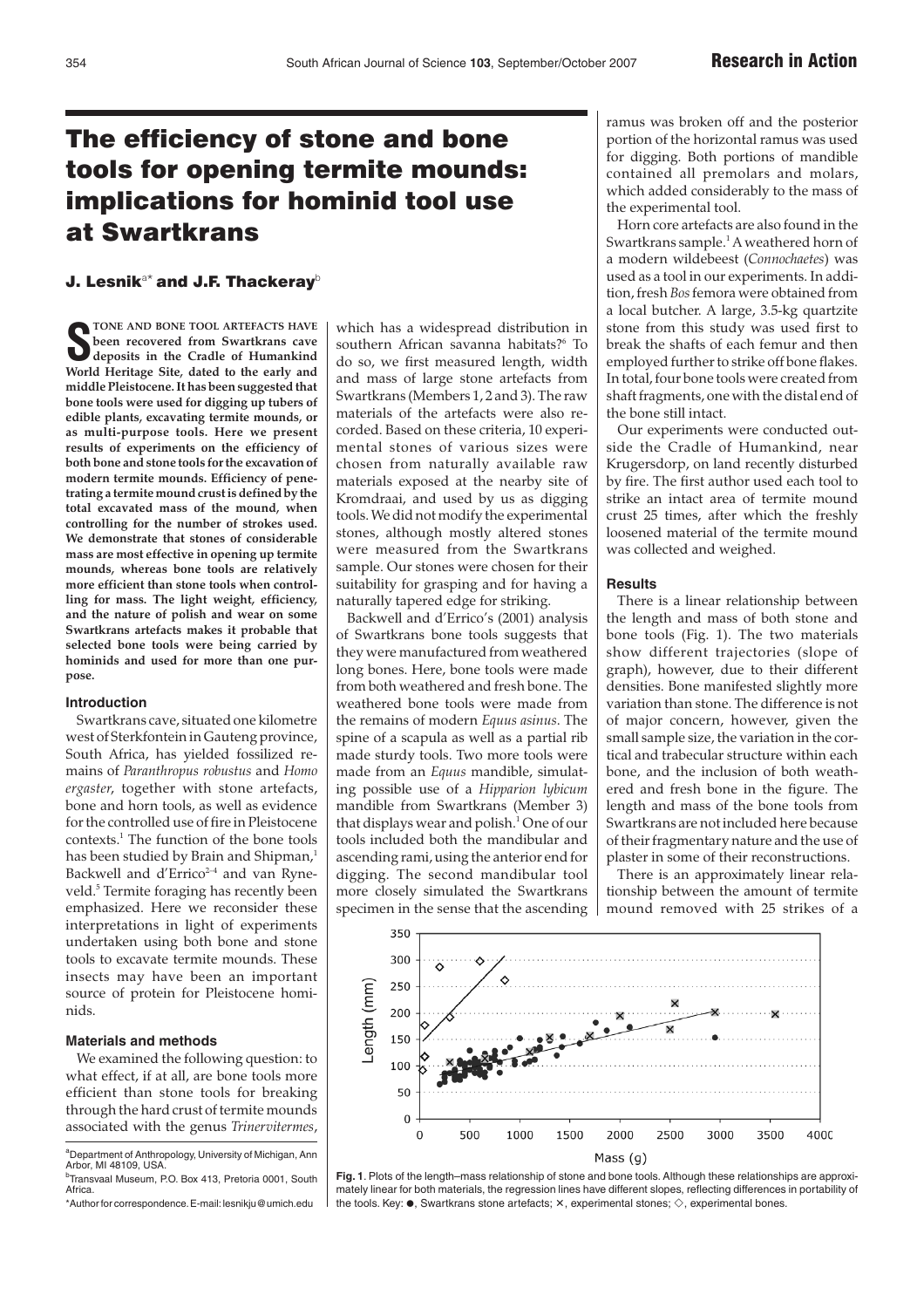# The efficiency of stone and bone tools for opening termite mounds: implications for hominid tool use at Swartkrans

**J. Lesnik[a*] and J.F. Thackeray[b]**

**Stone and bone tool artefacts have been recovered from Swartkrans cave deposits in the Cradle of Humankind World Heritage Site, dated to the early and middle Pleistocene. It has been suggested that bone tools were used for digging up tubers of edible plants, excavating termite mounds, or as multi-purpose tools. Here we present results of experiments on the efficiency of both bone and stone tools for the excavation of modern termite mounds. Efficiency of penetrating a termite mound crust is defined by the total excavated mass of the mound, when controlling for the number of strokes used. We demonstrate that stones of considerable mass are most effective in opening up termite mounds, whereas bone tools are relatively more efficient than stone tools when controlling for mass. The light weight, efficiency, and the nature of polish and wear on some Swartkrans artefacts makes it probable that selected bone tools were being carried by hominids and used for more than one purpose.**

### Introduction

Swartkrans cave, situated one kilometre west of Sterkfontein in Gauteng province, South Africa, has yielded fossilized remains of *Paranthropus robustus* and *Homo ergaster*, together with stone artefacts, bone and horn tools, as well as evidence for the controlled use of fire in Pleistocene contexts.[1] The function of the bone tools has been studied by Brain and Shipman,[1] Backwell and d'Errico[2–4] and van Ryneveld.[5] Termite foraging has recently been emphasized. Here we reconsider these interpretations in light of experiments undertaken using both bone and stone tools to excavate termite mounds. These insects may have been an important source of protein for Pleistocene hominids.

### Materials and methods

We examined the following question: to what effect, if at all, are bone tools more efficient than stone tools for breaking through the hard crust of termite mounds associated with the genus *Trinervitermes*, which has a widespread distribution in southern African savanna habitats?[6] To do so, we first measured length, width and mass of large stone artefacts from Swartkrans (Members 1, 2 and 3). The raw materials of the artefacts were also recorded. Based on these criteria, 10 experimental stones of various sizes were chosen from naturally available raw materials exposed at the nearby site of Kromdraai, and used by us as digging tools. We did not modify the experimental stones, although mostly altered stones were measured from the Swartkrans sample. Our stones were chosen for their suitability for grasping and for having a naturally tapered edge for striking.

Backwell and d'Errico's (2001) analysis of Swartkrans bone tools suggests that they were manufactured from weathered long bones. Here, bone tools were made from both weathered and fresh bone. The weathered bone tools were made from the remains of modern *Equus asinus*. The spine of a scapula as well as a partial rib made sturdy tools. Two more tools were made from an *Equus* mandible, simulating possible use of a *Hipparion lybicum* mandible from Swartkrans (Member 3) that displays wear and polish.[1] One of our tools included both the mandibular and ascending rami, using the anterior end for digging. The second mandibular tool more closely simulated the Swartkrans specimen in the sense that the ascending ramus was broken off and the posterior portion of the horizontal ramus was used for digging. Both portions of mandible contained all premolars and molars, which added considerably to the mass of the experimental tool.

Horn core artefacts are also found in the Swartkrans sample.[1] A weathered horn of a modern wildebeest (*Connochaetes*) was used as a tool in our experiments. In addition, fresh *Bos* femora were obtained from a local butcher. A large, 3.5-kg quartzite stone from this study was used first to break the shafts of each femur and then employed further to strike off bone flakes. In total, four bone tools were created from shaft fragments, one with the distal end of the bone still intact.

Our experiments were conducted outside the Cradle of Humankind, near Krugersdorp, on land recently disturbed by fire. The first author used each tool to strike an intact area of termite mound crust 25 times, after which the freshly loosened material of the termite mound was collected and weighed.

### Results

There is a linear relationship between the length and mass of both stone and bone tools (Fig. 1). The two materials show different trajectories (slope of graph), however, due to their different densities. Bone manifested slightly more variation than stone. The difference is not of major concern, however, given the small sample size, the variation in the cortical and trabecular structure within each bone, and the inclusion of both weathered and fresh bone in the figure. The length and mass of the bone tools from Swartkrans are not included here because of their fragmentary nature and the use of plaster in some of their reconstructions.

There is an approximately linear relationship between the amount of termite mound removed with 25 strikes of a

**Fig. 1**. Plots of the length–mass relationship of stone and bone tools. Although these relationships are approximately linear for both materials, the regression lines have different slopes, reflecting differences in portability of the tools. Key: ●, Swartkrans stone artefacts; ×, experimental stones; ◇, experimental bones.

---

[a] Department of Anthropology, University of Michigan, Ann Arbor, MI 48109, USA.

[b] Transvaal Museum, P.O. Box 413, Pretoria 0001, South Africa.

*Author for correspondence. E-mail: lesnikju@umich.edu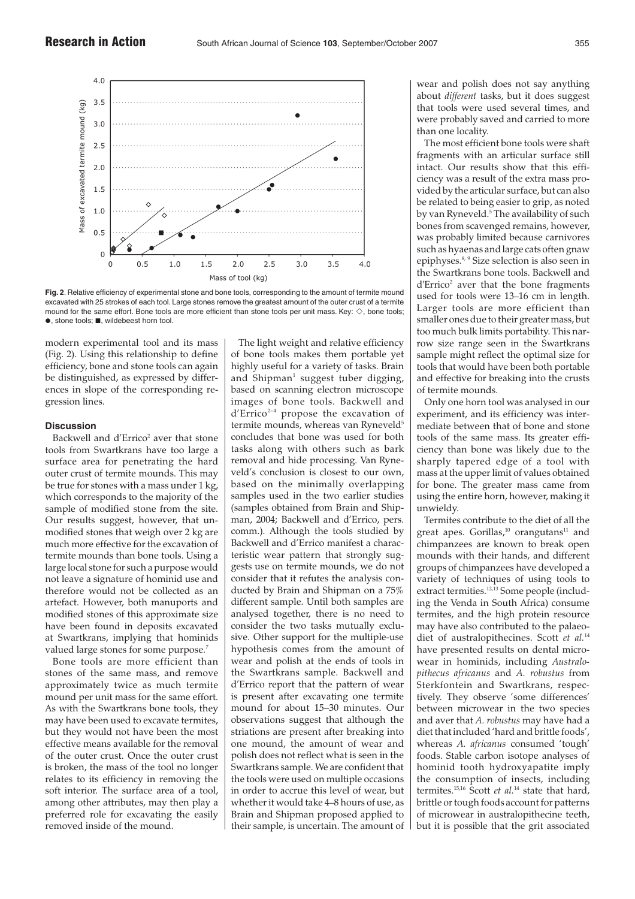**Fig. 2**. Relative efficiency of experimental stone and bone tools, corresponding to the amount of termite mound excavated with 25 strokes of each tool. Large stones remove the greatest amount of the outer crust of a termite mound for the same effort. Bone tools are more efficient than stone tools per unit mass. Key: ◇, bone tools; ●, stone tools; ■, wildebeest horn tool.

modern experimental tool and its mass (Fig. 2). Using this relationship to define efficiency, bone and stone tools can again be distinguished, as expressed by differences in slope of the corresponding regression lines.

## Discussion

Backwell and d'Errico[2] aver that stone tools from Swartkrans have too large a surface area for penetrating the hard outer crust of termite mounds. This may be true for stones with a mass under 1 kg, which corresponds to the majority of the sample of modified stone from the site. Our results suggest, however, that unmodified stones that weigh over 2 kg are much more effective for the excavation of termite mounds than bone tools. Using a large local stone for such a purpose would not leave a signature of hominid use and therefore would not be collected as an artefact. However, both manuports and modified stones of this approximate size have been found in deposits excavated at Swartkrans, implying that hominids valued large stones for some purpose.[7]

Bone tools are more efficient than stones of the same mass, and remove approximately twice as much termite mound per unit mass for the same effort. As with the Swartkrans bone tools, they may have been used to excavate termites, but they would not have been the most effective means available for the removal of the outer crust. Once the outer crust is broken, the mass of the tool no longer relates to its efficiency in removing the soft interior. The surface area of a tool, among other attributes, may then play a preferred role for excavating the easily removed inside of the mound.

The light weight and relative efficiency of bone tools makes them portable yet highly useful for a variety of tasks. Brain and Shipman[1] suggest tuber digging, based on scanning electron microscope images of bone tools. Backwell and d'Errico[2–4] propose the excavation of termite mounds, whereas van Ryneveld[5] concludes that bone was used for both tasks along with others such as bark removal and hide processing. Van Ryneveld's conclusion is closest to our own, based on the minimally overlapping samples used in the two earlier studies (samples obtained from Brain and Shipman, 2004; Backwell and d'Errico, pers. comm.). Although the tools studied by Backwell and d'Errico manifest a characteristic wear pattern that strongly suggests use on termite mounds, we do not consider that it refutes the analysis conducted by Brain and Shipman on a 75% different sample. Until both samples are analysed together, there is no need to consider the two tasks mutually exclusive. Other support for the multiple-use hypothesis comes from the amount of wear and polish at the ends of tools in the Swartkrans sample. Backwell and d'Errico report that the pattern of wear is present after excavating one termite mound for about 15–30 minutes. Our observations suggest that although the striations are present after breaking into one mound, the amount of wear and polish does not reflect what is seen in the Swartkrans sample. We are confident that the tools were used on multiple occasions in order to accrue this level of wear, but whether it would take 4–8 hours of use, as Brain and Shipman proposed applied to their sample, is uncertain. The amount of wear and polish does not say anything about *different* tasks, but it does suggest that tools were used several times, and were probably saved and carried to more than one locality.

The most efficient bone tools were shaft fragments with an articular surface still intact. Our results show that this efficiency was a result of the extra mass provided by the articular surface, but can also be related to being easier to grip, as noted by van Ryneveld.[5] The availability of such bones from scavenged remains, however, was probably limited because carnivores such as hyaenas and large cats often gnaw epiphyses.[8,9] Size selection is also seen in the Swartkrans bone tools. Backwell and d'Errico[2] aver that the bone fragments used for tools were 13–16 cm in length. Larger tools are more efficient than smaller ones due to their greater mass, but too much bulk limits portability. This narrow size range seen in the Swartkrans sample might reflect the optimal size for tools that would have been both portable and effective for breaking into the crusts of termite mounds.

Only one horn tool was analysed in our experiment, and its efficiency was intermediate between that of bone and stone tools of the same mass. Its greater efficiency than bone was likely due to the sharply tapered edge of a tool with mass at the upper limit of values obtained for bone. The greater mass came from using the entire horn, however, making it unwieldy.

Termites contribute to the diet of all the great apes. Gorillas,[10] orangutans[11] and chimpanzees are known to break open mounds with their hands, and different groups of chimpanzees have developed a variety of techniques of using tools to extract termites.[12,13] Some people (including the Venda in South Africa) consume termites, and the high protein resource may have also contributed to the palaeodiet of australopithecines. Scott *et al.*[14] have presented results on dental microwear in hominids, including *Australopithecus africanus* and *A. robustus* from Sterkfontein and Swartkrans, respectively. They observe 'some differences' between microwear in the two species and aver that *A. robustus* may have had a diet that included 'hard and brittle foods', whereas *A. africanus* consumed 'tough' foods. Stable carbon isotope analyses of hominid tooth hydroxyapatite imply the consumption of insects, including termites.[15,16] Scott *et al.*[14] state that hard, brittle or tough foods account for patterns of microwear in australopithecine teeth, but it is possible that the grit associated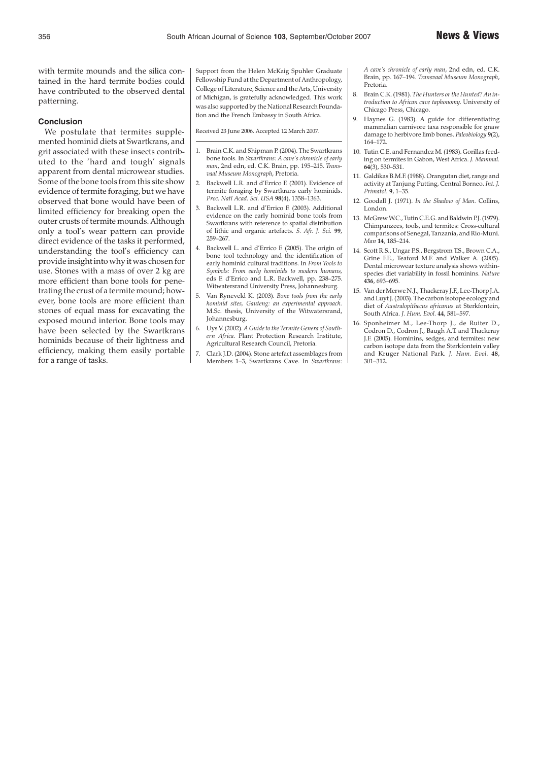with termite mounds and the silica contained in the hard termite bodies could have contributed to the observed dental patterning.

### Conclusion

We postulate that termites supplemented hominid diets at Swartkrans, and grit associated with these insects contributed to the 'hard and tough' signals apparent from dental microwear studies. Some of the bone tools from this site show evidence of termite foraging, but we have observed that bone would have been of limited efficiency for breaking open the outer crusts of termite mounds. Although only a tool's wear pattern can provide direct evidence of the tasks it performed, understanding the tool's efficiency can provide insight into why it was chosen for use. Stones with a mass of over 2 kg are more efficient than bone tools for penetrating the crust of a termite mound; however, bone tools are more efficient than stones of equal mass for excavating the exposed mound interior. Bone tools may have been selected by the Swartkrans hominids because of their lightness and efficiency, making them easily portable for a range of tasks.

Support from the Helen McKaig Spuhler Graduate Fellowship Fund at the Department of Anthropology, College of Literature, Science and the Arts, University of Michigan, is gratefully acknowledged. This work was also supported by the National Research Foundation and the French Embassy in South Africa.

Received 23 June 2006. Accepted 12 March 2007.

1. Brain C.K. and Shipman P. (2004). The Swartkrans bone tools. In *Swartkrans: A cave's chronicle of early man*, 2nd edn, ed. C.K. Brain, pp. 195–215. *Transvaal Museum Monograph*, Pretoria.
2. Backwell L.R. and d'Errico F. (2001). Evidence of termite foraging by Swartkrans early hominids. *Proc. Natl Acad. Sci. USA* **98**(4), 1358–1363.
3. Backwell L.R. and d'Errico F. (2003). Additional evidence on the early hominid bone tools from Swartkrans with reference to spatial distribution of lithic and organic artefacts. *S. Afr. J. Sci.* **99**, 259–267.
4. Backwell L. and d'Errico F. (2005). The origin of bone tool technology and the identification of early hominid cultural traditions. In *From Tools to Symbols: From early hominids to modern humans*, eds F. d'Errico and L.R. Backwell, pp. 238–275. Witwatersrand University Press, Johannesburg.
5. Van Ryneveld K. (2003). *Bone tools from the early hominid sites, Gauteng: an experimental approach.* M.Sc. thesis, University of the Witwatersrand, Johannesburg.
6. Uys V. (2002). *A Guide to the Termite Genera of Southern Africa.* Plant Protection Research Institute, Agricultural Research Council, Pretoria.
7. Clark J.D. (2004). Stone artefact assemblages from Members 1–3, Swartkrans Cave. In *Swartkrans: A cave's chronicle of early man*, 2nd edn, ed. C.K. Brain, pp. 167–194. *Transvaal Museum Monograph*, Pretoria.
8. Brain C.K. (1981). *The Hunters or the Hunted? An introduction to African cave taphonomy.* University of Chicago Press, Chicago.
9. Haynes G. (1983). A guide for differentiating mammalian carnivore taxa responsible for gnaw damage to herbivore limb bones. *Paleobiology* **9**(2), 164–172.
10. Tutin C.E. and Fernandez M. (1983). Gorillas feeding on termites in Gabon, West Africa. *J. Mammal.* **64**(3), 530–531.
11. Galdikas B.M.F. (1988). Orangutan diet, range and activity at Tanjung Putting, Central Borneo. *Int. J. Primatol.* **9**, 1–35.
12. Goodall J. (1971). *In the Shadow of Man.* Collins, London.
13. McGrew W.C., Tutin C.E.G. and Baldwin P.J. (1979). Chimpanzees, tools, and termites: Cross-cultural comparisons of Senegal, Tanzania, and Rio-Muni. *Man* **14**, 185–214.
14. Scott R.S., Ungar P.S., Bergstrom T.S., Brown C.A., Grine F.E., Teaford M.F. and Walker A. (2005). Dental microwear texture analysis shows within-species diet variability in fossil hominins. *Nature* **436**, 693–695.
15. Van der Merwe N.J., Thackeray J.F., Lee-Thorp J.A. and Luyt J. (2003). The carbon isotope ecology and diet of *Australopithecus africanus* at Sterkfontein, South Africa. *J. Hum. Evol.* **44**, 581–597.
16. Sponheimer M., Lee-Thorp J., de Ruiter D., Codron D., Codron J., Baugh A.T. and Thackeray J.F. (2005). Hominins, sedges, and termites: new carbon isotope data from the Sterkfontein valley and Kruger National Park. *J. Hum. Evol.* **48**, 301–312.